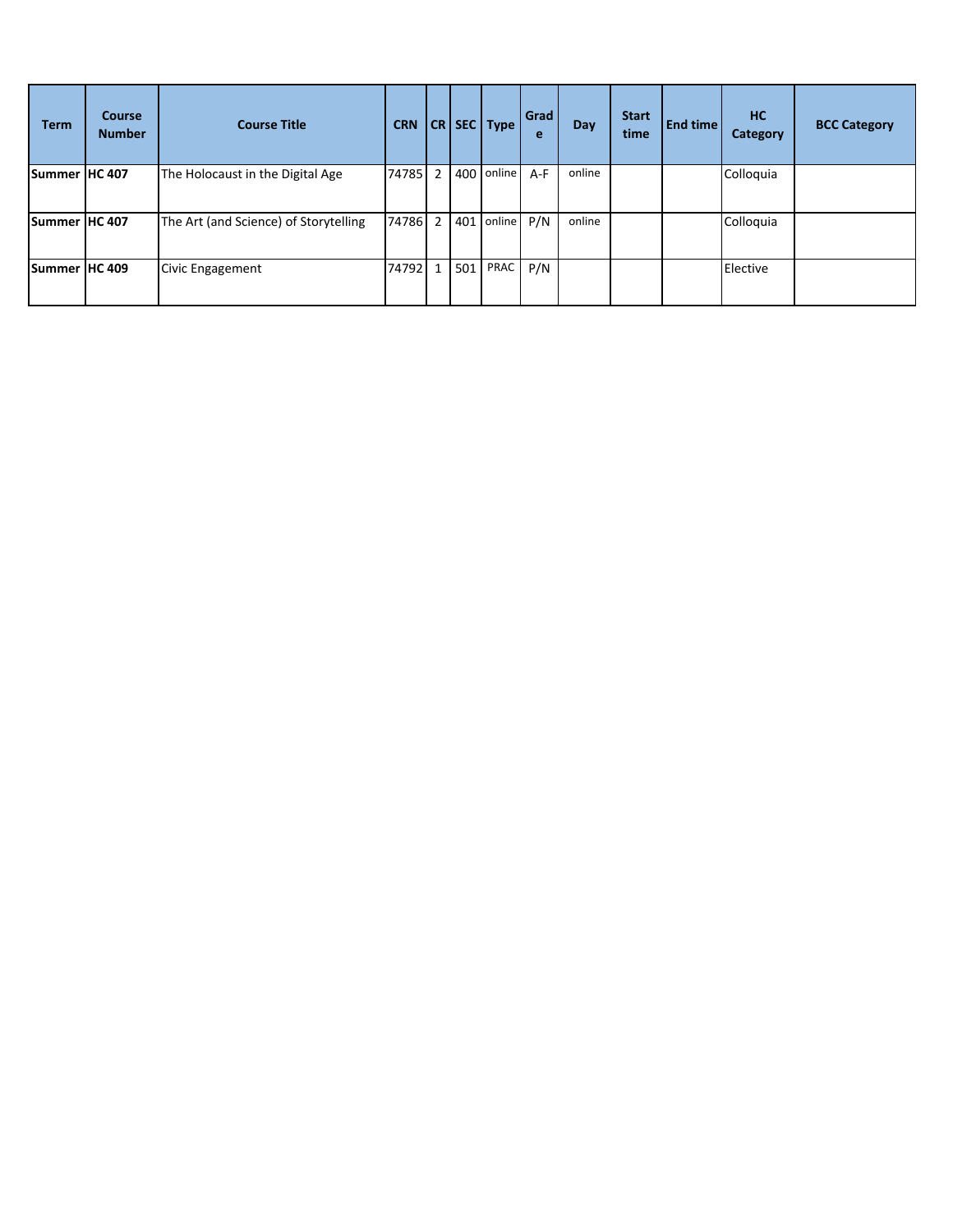| Term | Course Number | Course Title | CRN | CR | SEC | Type | Grade | Day | Start time | End time | HC Category | BCC Category |
|---|---|---|---|---|---|---|---|---|---|---|---|---|
| **Summer** | **HC 407** | The Holocaust in the Digital Age | 74785 | 2 | 400 | online | A-F | online | | | Colloquia | |
| **Summer** | **HC 407** | The Art (and Science) of Storytelling | 74786 | 2 | 401 | online | P/N | online | | | Colloquia | |
| **Summer** | **HC 409** | Civic Engagement | 74792 | 1 | 501 | PRAC | P/N | | | | Elective | |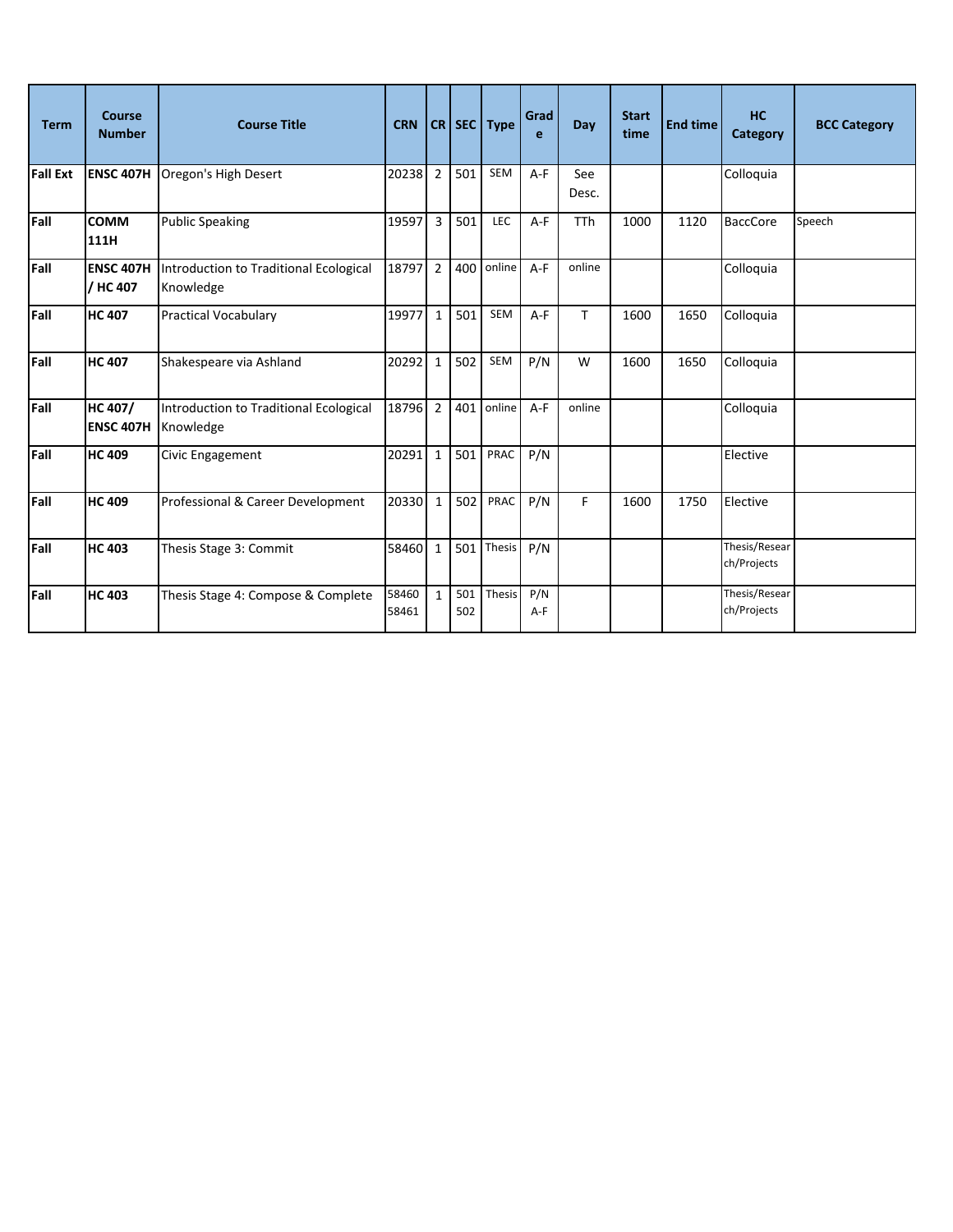| Term | Course Number | Course Title | CRN | CR | SEC | Type | Grade | Day | Start time | End time | HC Category | BCC Category |
|---|---|---|---|---|---|---|---|---|---|---|---|---|
| **Fall Ext** | **ENSC 407H** | Oregon's High Desert | 20238 | 2 | 501 | SEM | A-F | See Desc. | | | Colloquia | |
| **Fall** | **COMM 111H** | Public Speaking | 19597 | 3 | 501 | LEC | A-F | TTh | 1000 | 1120 | BaccCore | Speech |
| **Fall** | **ENSC 407H / HC 407** | Introduction to Traditional Ecological Knowledge | 18797 | 2 | 400 | online | A-F | online | | | Colloquia | |
| **Fall** | **HC 407** | Practical Vocabulary | 19977 | 1 | 501 | SEM | A-F | T | 1600 | 1650 | Colloquia | |
| **Fall** | **HC 407** | Shakespeare via Ashland | 20292 | 1 | 502 | SEM | P/N | W | 1600 | 1650 | Colloquia | |
| **Fall** | **HC 407/ ENSC 407H** | Introduction to Traditional Ecological Knowledge | 18796 | 2 | 401 | online | A-F | online | | | Colloquia | |
| **Fall** | **HC 409** | Civic Engagement | 20291 | 1 | 501 | PRAC | P/N | | | | Elective | |
| **Fall** | **HC 409** | Professional & Career Development | 20330 | 1 | 502 | PRAC | P/N | F | 1600 | 1750 | Elective | |
| **Fall** | **HC 403** | Thesis Stage 3: Commit | 58460 | 1 | 501 | Thesis | P/N | | | | Thesis/Research/Projects | |
| **Fall** | **HC 403** | Thesis Stage 4: Compose & Complete | 58460 58461 | 1 | 501 502 | Thesis | P/N A-F | | | | Thesis/Research/Projects | |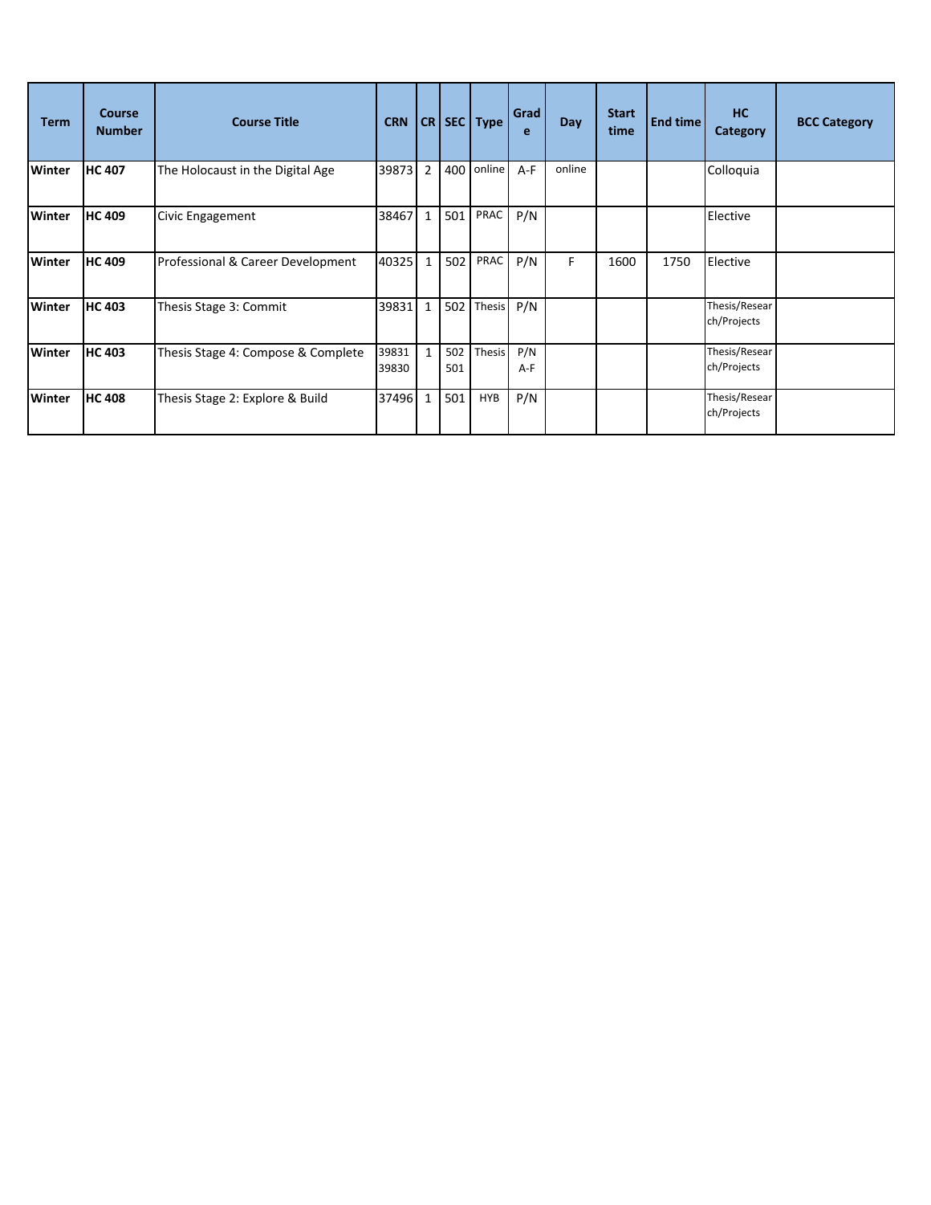| Term | Course Number | Course Title | CRN | CR | SEC | Type | Grade | Day | Start time | End time | HC Category | BCC Category |
|---|---|---|---|---|---|---|---|---|---|---|---|---|
| Winter | HC 407 | The Holocaust in the Digital Age | 39873 | 2 | 400 | online | A-F | online | | | Colloquia | |
| Winter | HC 409 | Civic Engagement | 38467 | 1 | 501 | PRAC | P/N | | | | Elective | |
| Winter | HC 409 | Professional & Career Development | 40325 | 1 | 502 | PRAC | P/N | F | 1600 | 1750 | Elective | |
| Winter | HC 403 | Thesis Stage 3: Commit | 39831 | 1 | 502 | Thesis | P/N | | | | Thesis/Research/Projects | |
| Winter | HC 403 | Thesis Stage 4: Compose & Complete | 39831 39830 | 1 | 502 501 | Thesis | P/N A-F | | | | Thesis/Research/Projects | |
| Winter | HC 408 | Thesis Stage 2: Explore & Build | 37496 | 1 | 501 | HYB | P/N | | | | Thesis/Research/Projects | |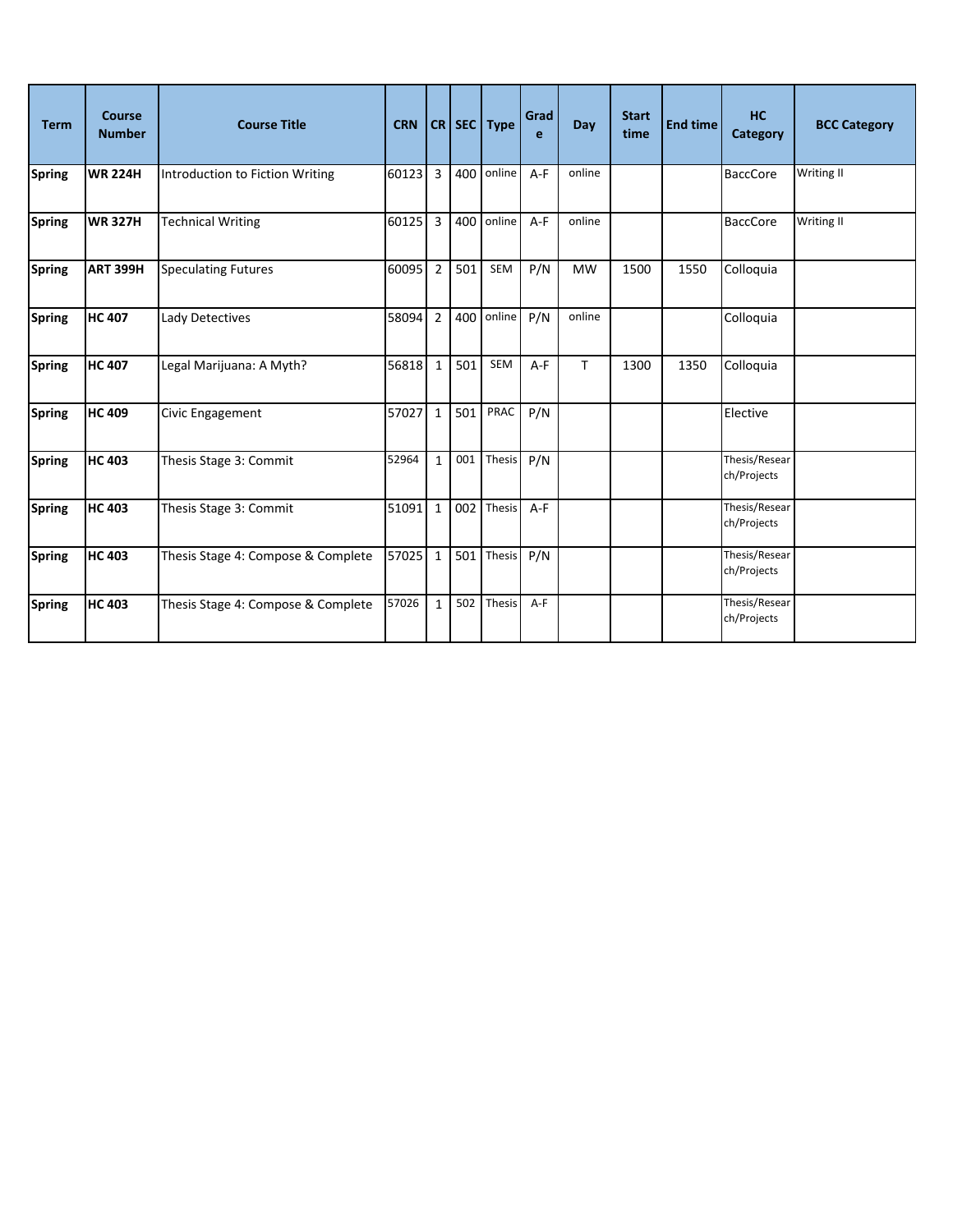| Term | Course Number | Course Title | CRN | CR | SEC | Type | Grade | Day | Start time | End time | HC Category | BCC Category |
|---|---|---|---|---|---|---|---|---|---|---|---|---|
| **Spring** | **WR 224H** | Introduction to Fiction Writing | 60123 | 3 | 400 | online | A-F | online | | | BaccCore | Writing II |
| **Spring** | **WR 327H** | Technical Writing | 60125 | 3 | 400 | online | A-F | online | | | BaccCore | Writing II |
| **Spring** | **ART 399H** | Speculating Futures | 60095 | 2 | 501 | SEM | P/N | MW | 1500 | 1550 | Colloquia | |
| **Spring** | **HC 407** | Lady Detectives | 58094 | 2 | 400 | online | P/N | online | | | Colloquia | |
| **Spring** | **HC 407** | Legal Marijuana: A Myth? | 56818 | 1 | 501 | SEM | A-F | T | 1300 | 1350 | Colloquia | |
| **Spring** | **HC 409** | Civic Engagement | 57027 | 1 | 501 | PRAC | P/N | | | | Elective | |
| **Spring** | **HC 403** | Thesis Stage 3: Commit | 52964 | 1 | 001 | Thesis | P/N | | | | Thesis/Research/Projects | |
| **Spring** | **HC 403** | Thesis Stage 3: Commit | 51091 | 1 | 002 | Thesis | A-F | | | | Thesis/Research/Projects | |
| **Spring** | **HC 403** | Thesis Stage 4: Compose & Complete | 57025 | 1 | 501 | Thesis | P/N | | | | Thesis/Research/Projects | |
| **Spring** | **HC 403** | Thesis Stage 4: Compose & Complete | 57026 | 1 | 502 | Thesis | A-F | | | | Thesis/Research/Projects | |